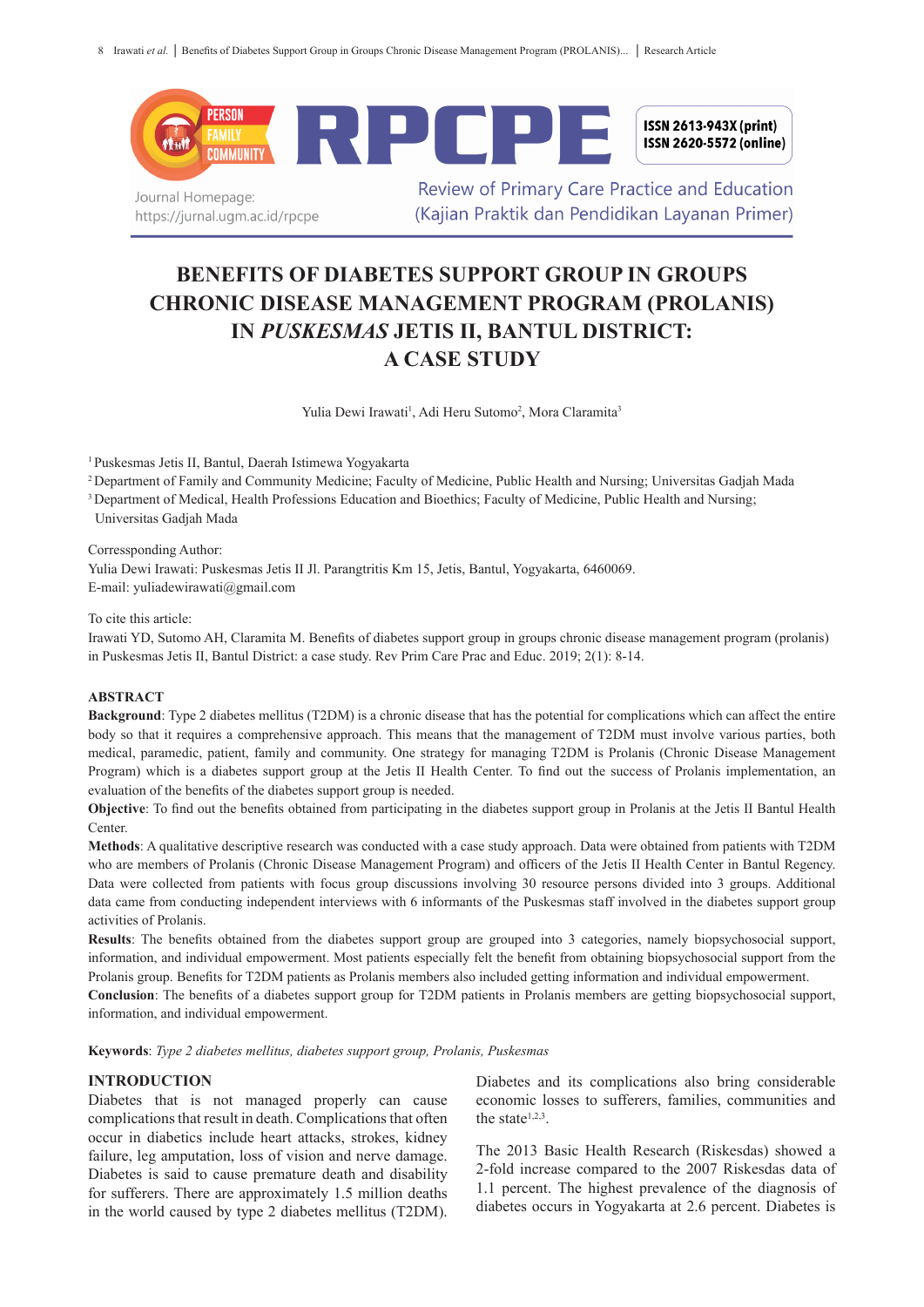# BENEFITS OF DIABETES SUPPORT GROUP IN GROUPS CHRONIC DISEASE MANAGEMENT PROGRAM (PROLANIS) IN *PUSKESMAS* JETIS II, BANTUL DISTRICT: A CASE STUDY

Yulia Dewi Irawati[1], Adi Heru Sutomo[2], Mora Claramita[3]

[1] Puskesmas Jetis II, Bantul, Daerah Istimewa Yogyakarta

[2] Department of Family and Community Medicine; Faculty of Medicine, Public Health and Nursing; Universitas Gadjah Mada

[3] Department of Medical, Health Professions Education and Bioethics; Faculty of Medicine, Public Health and Nursing; Universitas Gadjah Mada

Corressponding Author:
Yulia Dewi Irawati: Puskesmas Jetis II Jl. Parangtritis Km 15, Jetis, Bantul, Yogyakarta, 6460069.
E-mail: yuliadewirawati@gmail.com

To cite this article:
Irawati YD, Sutomo AH, Claramita M. Benefits of diabetes support group in groups chronic disease management program (prolanis) in Puskesmas Jetis II, Bantul District: a case study. Rev Prim Care Prac and Educ. 2019; 2(1): 8-14.

## ABSTRACT

**Background**: Type 2 diabetes mellitus (T2DM) is a chronic disease that has the potential for complications which can affect the entire body so that it requires a comprehensive approach. This means that the management of T2DM must involve various parties, both medical, paramedic, patient, family and community. One strategy for managing T2DM is Prolanis (Chronic Disease Management Program) which is a diabetes support group at the Jetis II Health Center. To find out the success of Prolanis implementation, an evaluation of the benefits of the diabetes support group is needed.

**Objective**: To find out the benefits obtained from participating in the diabetes support group in Prolanis at the Jetis II Bantul Health Center.

**Methods**: A qualitative descriptive research was conducted with a case study approach. Data were obtained from patients with T2DM who are members of Prolanis (Chronic Disease Management Program) and officers of the Jetis II Health Center in Bantul Regency. Data were collected from patients with focus group discussions involving 30 resource persons divided into 3 groups. Additional data came from conducting independent interviews with 6 informants of the Puskesmas staff involved in the diabetes support group activities of Prolanis.

**Results**: The benefits obtained from the diabetes support group are grouped into 3 categories, namely biopsychosocial support, information, and individual empowerment. Most patients especially felt the benefit from obtaining biopsychosocial support from the Prolanis group. Benefits for T2DM patients as Prolanis members also included getting information and individual empowerment.

**Conclusion**: The benefits of a diabetes support group for T2DM patients in Prolanis members are getting biopsychosocial support, information, and individual empowerment.

**Keywords**: *Type 2 diabetes mellitus, diabetes support group, Prolanis, Puskesmas*

## INTRODUCTION

Diabetes that is not managed properly can cause complications that result in death. Complications that often occur in diabetics include heart attacks, strokes, kidney failure, leg amputation, loss of vision and nerve damage. Diabetes is said to cause premature death and disability for sufferers. There are approximately 1.5 million deaths in the world caused by type 2 diabetes mellitus (T2DM). Diabetes and its complications also bring considerable economic losses to sufferers, families, communities and the state[1,2,3].

The 2013 Basic Health Research (Riskesdas) showed a 2-fold increase compared to the 2007 Riskesdas data of 1.1 percent. The highest prevalence of the diagnosis of diabetes occurs in Yogyakarta at 2.6 percent. Diabetes is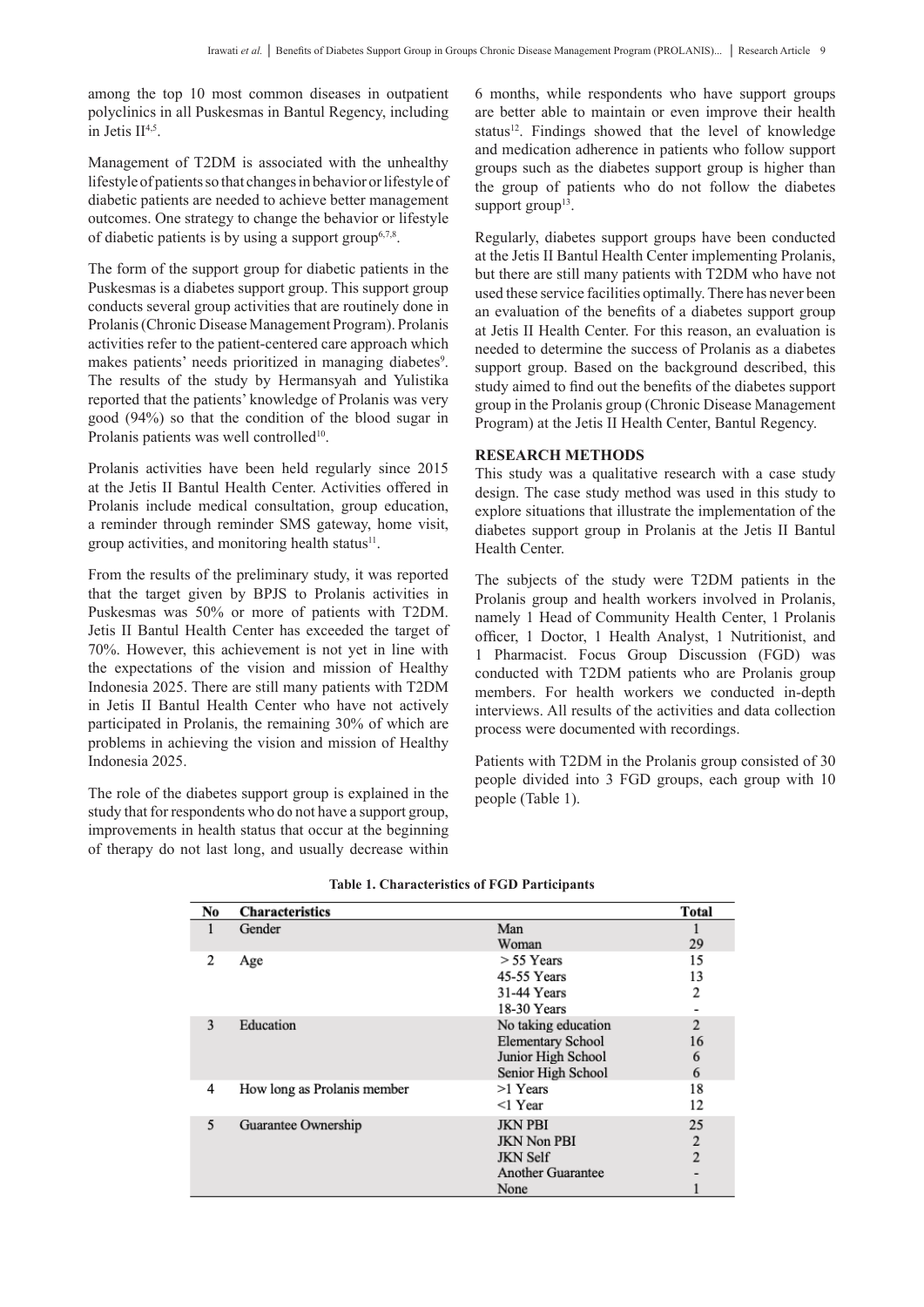among the top 10 most common diseases in outpatient polyclinics in all Puskesmas in Bantul Regency, including in Jetis II[4,5].

Management of T2DM is associated with the unhealthy lifestyle of patients so that changes in behavior or lifestyle of diabetic patients are needed to achieve better management outcomes. One strategy to change the behavior or lifestyle of diabetic patients is by using a support group[6,7,8].

The form of the support group for diabetic patients in the Puskesmas is a diabetes support group. This support group conducts several group activities that are routinely done in Prolanis (Chronic Disease Management Program). Prolanis activities refer to the patient-centered care approach which makes patients' needs prioritized in managing diabetes[9]. The results of the study by Hermansyah and Yulistika reported that the patients' knowledge of Prolanis was very good (94%) so that the condition of the blood sugar in Prolanis patients was well controlled[10].

Prolanis activities have been held regularly since 2015 at the Jetis II Bantul Health Center. Activities offered in Prolanis include medical consultation, group education, a reminder through reminder SMS gateway, home visit, group activities, and monitoring health status[11].

From the results of the preliminary study, it was reported that the target given by BPJS to Prolanis activities in Puskesmas was 50% or more of patients with T2DM. Jetis II Bantul Health Center has exceeded the target of 70%. However, this achievement is not yet in line with the expectations of the vision and mission of Healthy Indonesia 2025. There are still many patients with T2DM in Jetis II Bantul Health Center who have not actively participated in Prolanis, the remaining 30% of which are problems in achieving the vision and mission of Healthy Indonesia 2025.

The role of the diabetes support group is explained in the study that for respondents who do not have a support group, improvements in health status that occur at the beginning of therapy do not last long, and usually decrease within 6 months, while respondents who have support groups are better able to maintain or even improve their health status[12]. Findings showed that the level of knowledge and medication adherence in patients who follow support groups such as the diabetes support group is higher than the group of patients who do not follow the diabetes support group[13].

Regularly, diabetes support groups have been conducted at the Jetis II Bantul Health Center implementing Prolanis, but there are still many patients with T2DM who have not used these service facilities optimally. There has never been an evaluation of the benefits of a diabetes support group at Jetis II Health Center. For this reason, an evaluation is needed to determine the success of Prolanis as a diabetes support group. Based on the background described, this study aimed to find out the benefits of the diabetes support group in the Prolanis group (Chronic Disease Management Program) at the Jetis II Health Center, Bantul Regency.

## RESEARCH METHODS

This study was a qualitative research with a case study design. The case study method was used in this study to explore situations that illustrate the implementation of the diabetes support group in Prolanis at the Jetis II Bantul Health Center.

The subjects of the study were T2DM patients in the Prolanis group and health workers involved in Prolanis, namely 1 Head of Community Health Center, 1 Prolanis officer, 1 Doctor, 1 Health Analyst, 1 Nutritionist, and 1 Pharmacist. Focus Group Discussion (FGD) was conducted with T2DM patients who are Prolanis group members. For health workers we conducted in-depth interviews. All results of the activities and data collection process were documented with recordings.

Patients with T2DM in the Prolanis group consisted of 30 people divided into 3 FGD groups, each group with 10 people (Table 1).

**Table 1. Characteristics of FGD Participants**

| No | Characteristics | | Total |
|---|---|---|---|
| 1 | Gender | Man | 1 |
| | | Woman | 29 |
| 2 | Age | > 55 Years | 15 |
| | | 45-55 Years | 13 |
| | | 31-44 Years | 2 |
| | | 18-30 Years | - |
| 3 | Education | No taking education | 2 |
| | | Elementary School | 16 |
| | | Junior High School | 6 |
| | | Senior High School | 6 |
| 4 | How long as Prolanis member | >1 Years | 18 |
| | | <1 Year | 12 |
| 5 | Guarantee Ownership | JKN PBI | 25 |
| | | JKN Non PBI | 2 |
| | | JKN Self | 2 |
| | | Another Guarantee | - |
| | | None | 1 |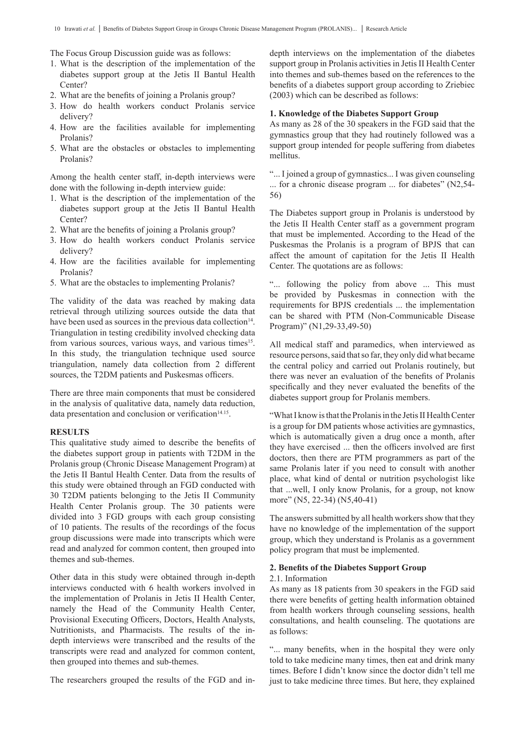The Focus Group Discussion guide was as follows:

1. What is the description of the implementation of the diabetes support group at the Jetis II Bantul Health Center?
2. What are the benefits of joining a Prolanis group?
3. How do health workers conduct Prolanis service delivery?
4. How are the facilities available for implementing Prolanis?
5. What are the obstacles or obstacles to implementing Prolanis?

Among the health center staff, in-depth interviews were done with the following in-depth interview guide:

1. What is the description of the implementation of the diabetes support group at the Jetis II Bantul Health Center?
2. What are the benefits of joining a Prolanis group?
3. How do health workers conduct Prolanis service delivery?
4. How are the facilities available for implementing Prolanis?
5. What are the obstacles to implementing Prolanis?

The validity of the data was reached by making data retrieval through utilizing sources outside the data that have been used as sources in the previous data collection[14]. Triangulation in testing credibility involved checking data from various sources, various ways, and various times[15]. In this study, the triangulation technique used source triangulation, namely data collection from 2 different sources, the T2DM patients and Puskesmas officers.

There are three main components that must be considered in the analysis of qualitative data, namely data reduction, data presentation and conclusion or verification[14,15].

## RESULTS

This qualitative study aimed to describe the benefits of the diabetes support group in patients with T2DM in the Prolanis group (Chronic Disease Management Program) at the Jetis II Bantul Health Center. Data from the results of this study were obtained through an FGD conducted with 30 T2DM patients belonging to the Jetis II Community Health Center Prolanis group. The 30 patients were divided into 3 FGD groups with each group consisting of 10 patients. The results of the recordings of the focus group discussions were made into transcripts which were read and analyzed for common content, then grouped into themes and sub-themes.

Other data in this study were obtained through in-depth interviews conducted with 6 health workers involved in the implementation of Prolanis in Jetis II Health Center, namely the Head of the Community Health Center, Provisional Executing Officers, Doctors, Health Analysts, Nutritionists, and Pharmacists. The results of the in-depth interviews were transcribed and the results of the transcripts were read and analyzed for common content, then grouped into themes and sub-themes.

The researchers grouped the results of the FGD and in-depth interviews on the implementation of the diabetes support group in Prolanis activities in Jetis II Health Center into themes and sub-themes based on the references to the benefits of a diabetes support group according to Zriebiec (2003) which can be described as follows:

### 1. Knowledge of the Diabetes Support Group

As many as 28 of the 30 speakers in the FGD said that the gymnastics group that they had routinely followed was a support group intended for people suffering from diabetes mellitus.

"... I joined a group of gymnastics... I was given counseling ... for a chronic disease program ... for diabetes" (N2,54-56)

The Diabetes support group in Prolanis is understood by the Jetis II Health Center staff as a government program that must be implemented. According to the Head of the Puskesmas the Prolanis is a program of BPJS that can affect the amount of capitation for the Jetis II Health Center. The quotations are as follows:

"... following the policy from above ... This must be provided by Puskesmas in connection with the requirements for BPJS credentials ... the implementation can be shared with PTM (Non-Communicable Disease Program)" (N1,29-33,49-50)

All medical staff and paramedics, when interviewed as resource persons, said that so far, they only did what became the central policy and carried out Prolanis routinely, but there was never an evaluation of the benefits of Prolanis specifically and they never evaluated the benefits of the diabetes support group for Prolanis members.

"What I know is that the Prolanis in the Jetis II Health Center is a group for DM patients whose activities are gymnastics, which is automatically given a drug once a month, after they have exercised ... then the officers involved are first doctors, then there are PTM programmers as part of the same Prolanis later if you need to consult with another place, what kind of dental or nutrition psychologist like that ...well, I only know Prolanis, for a group, not know more" (N5, 22-34) (N5,40-41)

The answers submitted by all health workers show that they have no knowledge of the implementation of the support group, which they understand is Prolanis as a government policy program that must be implemented.

### 2. Benefits of the Diabetes Support Group

2.1. Information

As many as 18 patients from 30 speakers in the FGD said there were benefits of getting health information obtained from health workers through counseling sessions, health consultations, and health counseling. The quotations are as follows:

"... many benefits, when in the hospital they were only told to take medicine many times, then eat and drink many times. Before I didn't know since the doctor didn't tell me just to take medicine three times. But here, they explained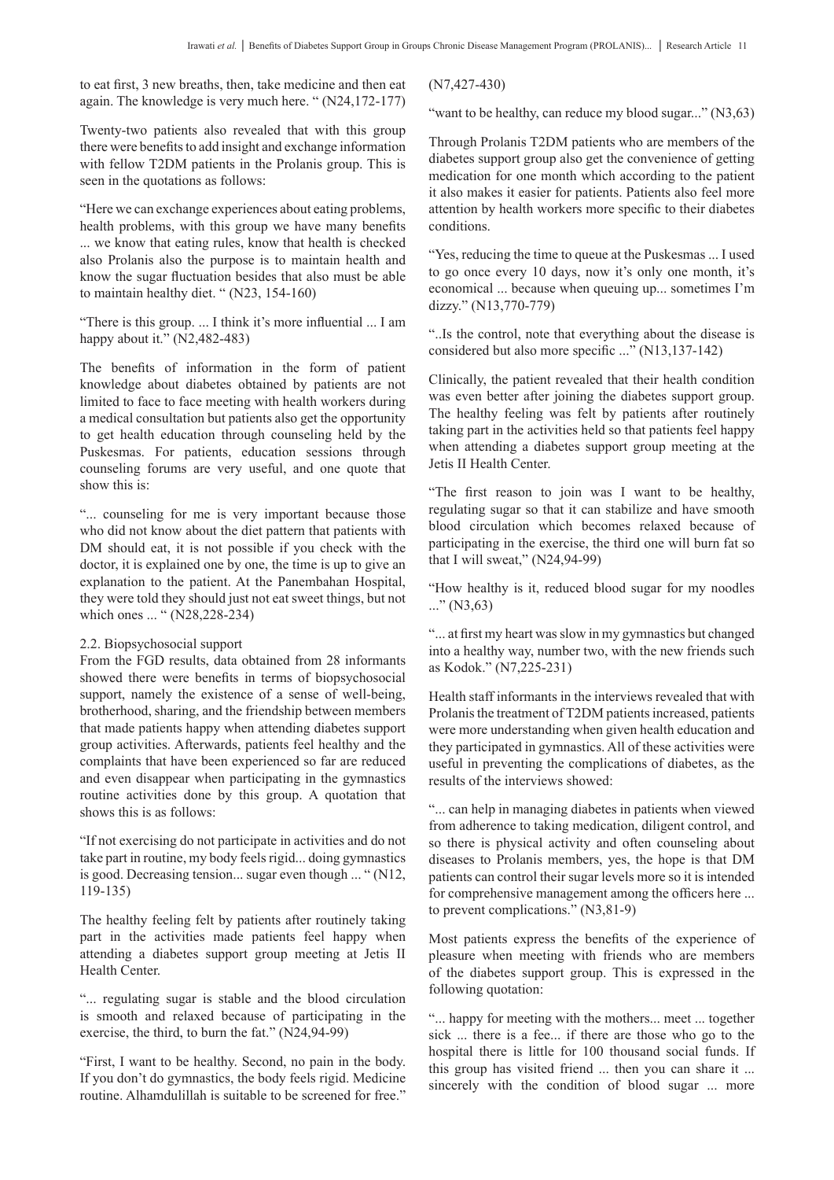to eat first, 3 new breaths, then, take medicine and then eat again. The knowledge is very much here. " (N24,172-177)

Twenty-two patients also revealed that with this group there were benefits to add insight and exchange information with fellow T2DM patients in the Prolanis group. This is seen in the quotations as follows:

"Here we can exchange experiences about eating problems, health problems, with this group we have many benefits ... we know that eating rules, know that health is checked also Prolanis also the purpose is to maintain health and know the sugar fluctuation besides that also must be able to maintain healthy diet. " (N23, 154-160)

"There is this group. ... I think it's more influential ... I am happy about it." (N2,482-483)

The benefits of information in the form of patient knowledge about diabetes obtained by patients are not limited to face to face meeting with health workers during a medical consultation but patients also get the opportunity to get health education through counseling held by the Puskesmas. For patients, education sessions through counseling forums are very useful, and one quote that show this is:

"... counseling for me is very important because those who did not know about the diet pattern that patients with DM should eat, it is not possible if you check with the doctor, it is explained one by one, the time is up to give an explanation to the patient. At the Panembahan Hospital, they were told they should just not eat sweet things, but not which ones ... " (N28,228-234)

2.2. Biopsychosocial support

From the FGD results, data obtained from 28 informants showed there were benefits in terms of biopsychosocial support, namely the existence of a sense of well-being, brotherhood, sharing, and the friendship between members that made patients happy when attending diabetes support group activities. Afterwards, patients feel healthy and the complaints that have been experienced so far are reduced and even disappear when participating in the gymnastics routine activities done by this group. A quotation that shows this is as follows:

"If not exercising do not participate in activities and do not take part in routine, my body feels rigid... doing gymnastics is good. Decreasing tension... sugar even though ... " (N12, 119-135)

The healthy feeling felt by patients after routinely taking part in the activities made patients feel happy when attending a diabetes support group meeting at Jetis II Health Center.

"... regulating sugar is stable and the blood circulation is smooth and relaxed because of participating in the exercise, the third, to burn the fat." (N24,94-99)

"First, I want to be healthy. Second, no pain in the body. If you don't do gymnastics, the body feels rigid. Medicine routine. Alhamdulillah is suitable to be screened for free." (N7,427-430)

"want to be healthy, can reduce my blood sugar..." (N3,63)

Through Prolanis T2DM patients who are members of the diabetes support group also get the convenience of getting medication for one month which according to the patient it also makes it easier for patients. Patients also feel more attention by health workers more specific to their diabetes conditions.

"Yes, reducing the time to queue at the Puskesmas ... I used to go once every 10 days, now it's only one month, it's economical ... because when queuing up... sometimes I'm dizzy." (N13,770-779)

"..Is the control, note that everything about the disease is considered but also more specific ..." (N13,137-142)

Clinically, the patient revealed that their health condition was even better after joining the diabetes support group. The healthy feeling was felt by patients after routinely taking part in the activities held so that patients feel happy when attending a diabetes support group meeting at the Jetis II Health Center.

"The first reason to join was I want to be healthy, regulating sugar so that it can stabilize and have smooth blood circulation which becomes relaxed because of participating in the exercise, the third one will burn fat so that I will sweat," (N24,94-99)

"How healthy is it, reduced blood sugar for my noodles ..." (N3,63)

"... at first my heart was slow in my gymnastics but changed into a healthy way, number two, with the new friends such as Kodok." (N7,225-231)

Health staff informants in the interviews revealed that with Prolanis the treatment of T2DM patients increased, patients were more understanding when given health education and they participated in gymnastics. All of these activities were useful in preventing the complications of diabetes, as the results of the interviews showed:

"... can help in managing diabetes in patients when viewed from adherence to taking medication, diligent control, and so there is physical activity and often counseling about diseases to Prolanis members, yes, the hope is that DM patients can control their sugar levels more so it is intended for comprehensive management among the officers here ... to prevent complications." (N3,81-9)

Most patients express the benefits of the experience of pleasure when meeting with friends who are members of the diabetes support group. This is expressed in the following quotation:

"... happy for meeting with the mothers... meet ... together sick ... there is a fee... if there are those who go to the hospital there is little for 100 thousand social funds. If this group has visited friend ... then you can share it ... sincerely with the condition of blood sugar ... more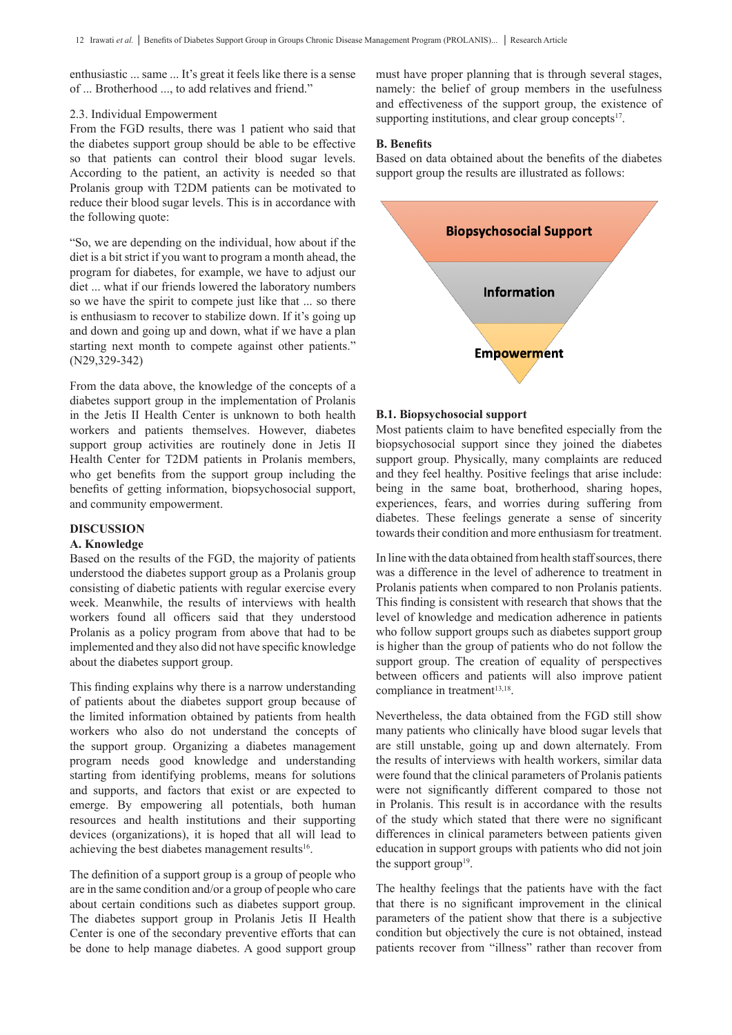enthusiastic ... same ... It's great it feels like there is a sense of ... Brotherhood ..., to add relatives and friend."

2.3. Individual Empowerment

From the FGD results, there was 1 patient who said that the diabetes support group should be able to be effective so that patients can control their blood sugar levels. According to the patient, an activity is needed so that Prolanis group with T2DM patients can be motivated to reduce their blood sugar levels. This is in accordance with the following quote:

"So, we are depending on the individual, how about if the diet is a bit strict if you want to program a month ahead, the program for diabetes, for example, we have to adjust our diet ... what if our friends lowered the laboratory numbers so we have the spirit to compete just like that ... so there is enthusiasm to recover to stabilize down. If it's going up and down and going up and down, what if we have a plan starting next month to compete against other patients." (N29,329-342)

From the data above, the knowledge of the concepts of a diabetes support group in the implementation of Prolanis in the Jetis II Health Center is unknown to both health workers and patients themselves. However, diabetes support group activities are routinely done in Jetis II Health Center for T2DM patients in Prolanis members, who get benefits from the support group including the benefits of getting information, biopsychosocial support, and community empowerment.

## DISCUSSION

### A. Knowledge

Based on the results of the FGD, the majority of patients understood the diabetes support group as a Prolanis group consisting of diabetic patients with regular exercise every week. Meanwhile, the results of interviews with health workers found all officers said that they understood Prolanis as a policy program from above that had to be implemented and they also did not have specific knowledge about the diabetes support group.

This finding explains why there is a narrow understanding of patients about the diabetes support group because of the limited information obtained by patients from health workers who also do not understand the concepts of the support group. Organizing a diabetes management program needs good knowledge and understanding starting from identifying problems, means for solutions and supports, and factors that exist or are expected to emerge. By empowering all potentials, both human resources and health institutions and their supporting devices (organizations), it is hoped that all will lead to achieving the best diabetes management results[16].

The definition of a support group is a group of people who are in the same condition and/or a group of people who care about certain conditions such as diabetes support group. The diabetes support group in Prolanis Jetis II Health Center is one of the secondary preventive efforts that can be done to help manage diabetes. A good support group must have proper planning that is through several stages, namely: the belief of group members in the usefulness and effectiveness of the support group, the existence of supporting institutions, and clear group concepts[17].

### B. Benefits

Based on data obtained about the benefits of the diabetes support group the results are illustrated as follows:

Biopsychosocial Support

Information

Empowerment

#### B.1. Biopsychosocial support

Most patients claim to have benefited especially from the biopsychosocial support since they joined the diabetes support group. Physically, many complaints are reduced and they feel healthy. Positive feelings that arise include: being in the same boat, brotherhood, sharing hopes, experiences, fears, and worries during suffering from diabetes. These feelings generate a sense of sincerity towards their condition and more enthusiasm for treatment.

In line with the data obtained from health staff sources, there was a difference in the level of adherence to treatment in Prolanis patients when compared to non Prolanis patients. This finding is consistent with research that shows that the level of knowledge and medication adherence in patients who follow support groups such as diabetes support group is higher than the group of patients who do not follow the support group. The creation of equality of perspectives between officers and patients will also improve patient compliance in treatment[13,18].

Nevertheless, the data obtained from the FGD still show many patients who clinically have blood sugar levels that are still unstable, going up and down alternately. From the results of interviews with health workers, similar data were found that the clinical parameters of Prolanis patients were not significantly different compared to those not in Prolanis. This result is in accordance with the results of the study which stated that there were no significant differences in clinical parameters between patients given education in support groups with patients who did not join the support group[19].

The healthy feelings that the patients have with the fact that there is no significant improvement in the clinical parameters of the patient show that there is a subjective condition but objectively the cure is not obtained, instead patients recover from "illness" rather than recover from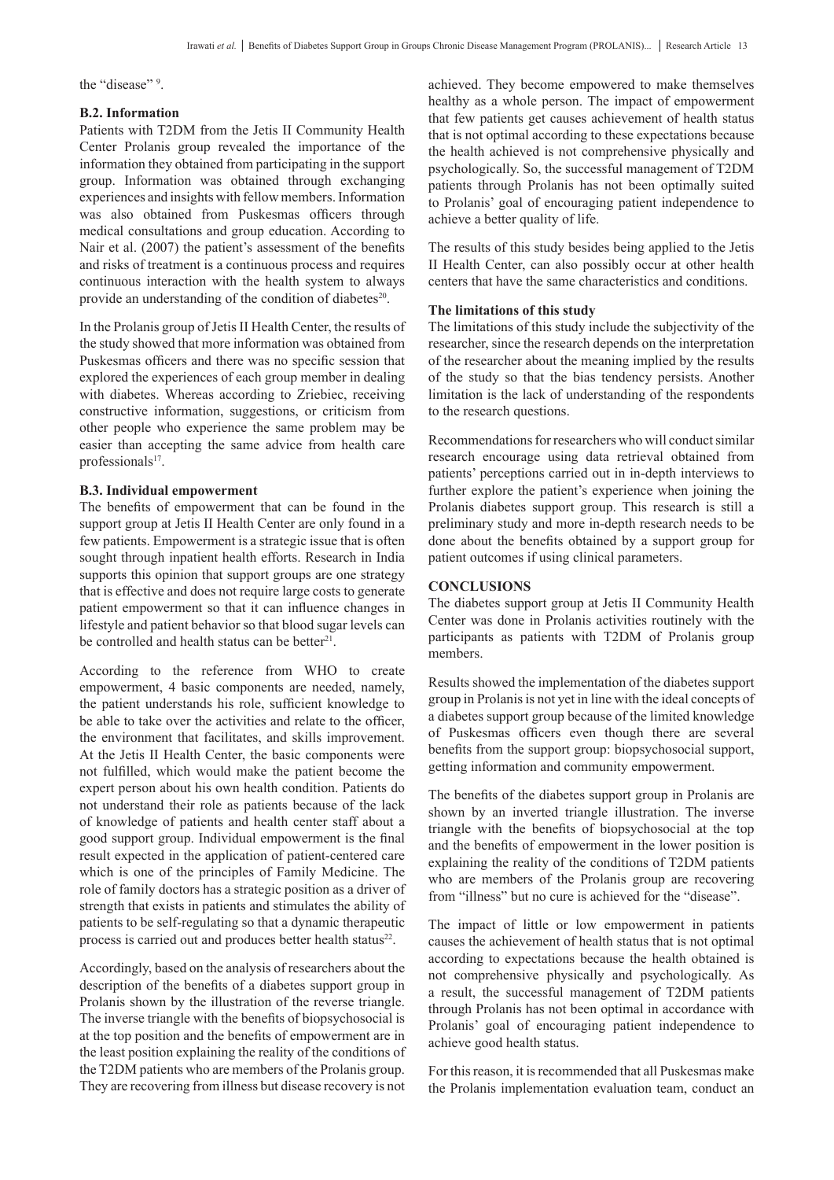the "disease" [9].

**B.2. Information**

Patients with T2DM from the Jetis II Community Health Center Prolanis group revealed the importance of the information they obtained from participating in the support group. Information was obtained through exchanging experiences and insights with fellow members. Information was also obtained from Puskesmas officers through medical consultations and group education. According to Nair et al. (2007) the patient's assessment of the benefits and risks of treatment is a continuous process and requires continuous interaction with the health system to always provide an understanding of the condition of diabetes[20].

In the Prolanis group of Jetis II Health Center, the results of the study showed that more information was obtained from Puskesmas officers and there was no specific session that explored the experiences of each group member in dealing with diabetes. Whereas according to Zriebiec, receiving constructive information, suggestions, or criticism from other people who experience the same problem may be easier than accepting the same advice from health care professionals[17].

**B.3. Individual empowerment**

The benefits of empowerment that can be found in the support group at Jetis II Health Center are only found in a few patients. Empowerment is a strategic issue that is often sought through inpatient health efforts. Research in India supports this opinion that support groups are one strategy that is effective and does not require large costs to generate patient empowerment so that it can influence changes in lifestyle and patient behavior so that blood sugar levels can be controlled and health status can be better[21].

According to the reference from WHO to create empowerment, 4 basic components are needed, namely, the patient understands his role, sufficient knowledge to be able to take over the activities and relate to the officer, the environment that facilitates, and skills improvement. At the Jetis II Health Center, the basic components were not fulfilled, which would make the patient become the expert person about his own health condition. Patients do not understand their role as patients because of the lack of knowledge of patients and health center staff about a good support group. Individual empowerment is the final result expected in the application of patient-centered care which is one of the principles of Family Medicine. The role of family doctors has a strategic position as a driver of strength that exists in patients and stimulates the ability of patients to be self-regulating so that a dynamic therapeutic process is carried out and produces better health status[22].

Accordingly, based on the analysis of researchers about the description of the benefits of a diabetes support group in Prolanis shown by the illustration of the reverse triangle. The inverse triangle with the benefits of biopsychosocial is at the top position and the benefits of empowerment are in the least position explaining the reality of the conditions of the T2DM patients who are members of the Prolanis group. They are recovering from illness but disease recovery is not achieved. They become empowered to make themselves healthy as a whole person. The impact of empowerment that few patients get causes achievement of health status that is not optimal according to these expectations because the health achieved is not comprehensive physically and psychologically. So, the successful management of T2DM patients through Prolanis has not been optimally suited to Prolanis' goal of encouraging patient independence to achieve a better quality of life.

The results of this study besides being applied to the Jetis II Health Center, can also possibly occur at other health centers that have the same characteristics and conditions.

**The limitations of this study**

The limitations of this study include the subjectivity of the researcher, since the research depends on the interpretation of the researcher about the meaning implied by the results of the study so that the bias tendency persists. Another limitation is the lack of understanding of the respondents to the research questions.

Recommendations for researchers who will conduct similar research encourage using data retrieval obtained from patients' perceptions carried out in in-depth interviews to further explore the patient's experience when joining the Prolanis diabetes support group. This research is still a preliminary study and more in-depth research needs to be done about the benefits obtained by a support group for patient outcomes if using clinical parameters.

## CONCLUSIONS

The diabetes support group at Jetis II Community Health Center was done in Prolanis activities routinely with the participants as patients with T2DM of Prolanis group members.

Results showed the implementation of the diabetes support group in Prolanis is not yet in line with the ideal concepts of a diabetes support group because of the limited knowledge of Puskesmas officers even though there are several benefits from the support group: biopsychosocial support, getting information and community empowerment.

The benefits of the diabetes support group in Prolanis are shown by an inverted triangle illustration. The inverse triangle with the benefits of biopsychosocial at the top and the benefits of empowerment in the lower position is explaining the reality of the conditions of T2DM patients who are members of the Prolanis group are recovering from "illness" but no cure is achieved for the "disease".

The impact of little or low empowerment in patients causes the achievement of health status that is not optimal according to expectations because the health obtained is not comprehensive physically and psychologically. As a result, the successful management of T2DM patients through Prolanis has not been optimal in accordance with Prolanis' goal of encouraging patient independence to achieve good health status.

For this reason, it is recommended that all Puskesmas make the Prolanis implementation evaluation team, conduct an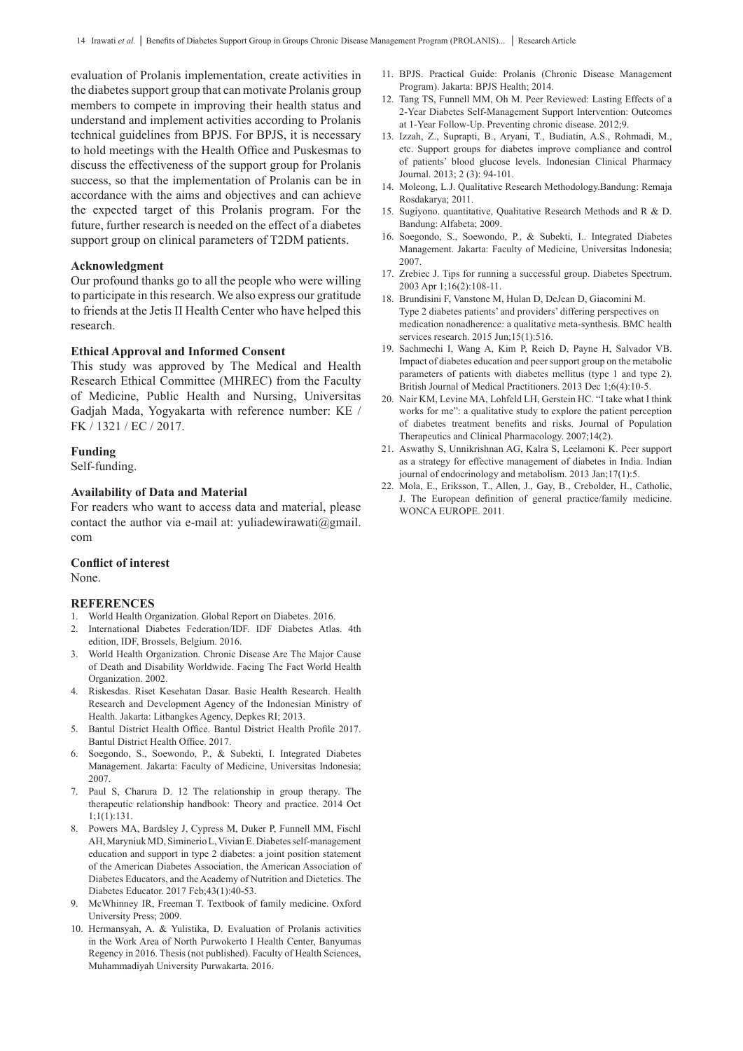evaluation of Prolanis implementation, create activities in the diabetes support group that can motivate Prolanis group members to compete in improving their health status and understand and implement activities according to Prolanis technical guidelines from BPJS. For BPJS, it is necessary to hold meetings with the Health Office and Puskesmas to discuss the effectiveness of the support group for Prolanis success, so that the implementation of Prolanis can be in accordance with the aims and objectives and can achieve the expected target of this Prolanis program. For the future, further research is needed on the effect of a diabetes support group on clinical parameters of T2DM patients.

### Acknowledgment

Our profound thanks go to all the people who were willing to participate in this research. We also express our gratitude to friends at the Jetis II Health Center who have helped this research.

### Ethical Approval and Informed Consent

This study was approved by The Medical and Health Research Ethical Committee (MHREC) from the Faculty of Medicine, Public Health and Nursing, Universitas Gadjah Mada, Yogyakarta with reference number: KE / FK / 1321 / EC / 2017.

### Funding

Self-funding.

### Availability of Data and Material

For readers who want to access data and material, please contact the author via e-mail at: yuliadewirawati@gmail.com

### Conflict of interest

None.

## REFERENCES

1. World Health Organization. Global Report on Diabetes. 2016.
2. International Diabetes Federation/IDF. IDF Diabetes Atlas. 4th edition, IDF, Brossels, Belgium. 2016.
3. World Health Organization. Chronic Disease Are The Major Cause of Death and Disability Worldwide. Facing The Fact World Health Organization. 2002.
4. Riskesdas. Riset Kesehatan Dasar. Basic Health Research. Health Research and Development Agency of the Indonesian Ministry of Health. Jakarta: Litbangkes Agency, Depkes RI; 2013.
5. Bantul District Health Office. Bantul District Health Profile 2017. Bantul District Health Office. 2017.
6. Soegondo, S., Soewondo, P., & Subekti, I. Integrated Diabetes Management. Jakarta: Faculty of Medicine, Universitas Indonesia; 2007.
7. Paul S, Charura D. 12 The relationship in group therapy. The therapeutic relationship handbook: Theory and practice. 2014 Oct 1;1(1):131.
8. Powers MA, Bardsley J, Cypress M, Duker P, Funnell MM, Fischl AH, Maryniuk MD, Siminerio L, Vivian E. Diabetes self-management education and support in type 2 diabetes: a joint position statement of the American Diabetes Association, the American Association of Diabetes Educators, and the Academy of Nutrition and Dietetics. The Diabetes Educator. 2017 Feb;43(1):40-53.
9. McWhinney IR, Freeman T. Textbook of family medicine. Oxford University Press; 2009.
10. Hermansyah, A. & Yulistika, D. Evaluation of Prolanis activities in the Work Area of North Purwokerto I Health Center, Banyumas Regency in 2016. Thesis (not published). Faculty of Health Sciences, Muhammadiyah University Purwakarta. 2016.
11. BPJS. Practical Guide: Prolanis (Chronic Disease Management Program). Jakarta: BPJS Health; 2014.
12. Tang TS, Funnell MM, Oh M. Peer Reviewed: Lasting Effects of a 2-Year Diabetes Self-Management Support Intervention: Outcomes at 1-Year Follow-Up. Preventing chronic disease. 2012;9.
13. Izzah, Z., Suprapti, B., Aryani, T., Budiatin, A.S., Rohmadi, M., etc. Support groups for diabetes improve compliance and control of patients' blood glucose levels. Indonesian Clinical Pharmacy Journal. 2013; 2 (3): 94-101.
14. Moleong, L.J. Qualitative Research Methodology.Bandung: Remaja Rosdakarya; 2011.
15. Sugiyono. quantitative, Qualitative Research Methods and R & D. Bandung: Alfabeta; 2009.
16. Soegondo, S., Soewondo, P., & Subekti, I.. Integrated Diabetes Management. Jakarta: Faculty of Medicine, Universitas Indonesia; 2007.
17. Zrebiec J. Tips for running a successful group. Diabetes Spectrum. 2003 Apr 1;16(2):108-11.
18. Brundisini F, Vanstone M, Hulan D, DeJean D, Giacomini M. Type 2 diabetes patients' and providers' differing perspectives on medication nonadherence: a qualitative meta-synthesis. BMC health services research. 2015 Jun;15(1):516.
19. Sachmechi I, Wang A, Kim P, Reich D, Payne H, Salvador VB. Impact of diabetes education and peer support group on the metabolic parameters of patients with diabetes mellitus (type 1 and type 2). British Journal of Medical Practitioners. 2013 Dec 1;6(4):10-5.
20. Nair KM, Levine MA, Lohfeld LH, Gerstein HC. "I take what I think works for me": a qualitative study to explore the patient perception of diabetes treatment benefits and risks. Journal of Population Therapeutics and Clinical Pharmacology. 2007;14(2).
21. Aswathy S, Unnikrishnan AG, Kalra S, Leelamoni K. Peer support as a strategy for effective management of diabetes in India. Indian journal of endocrinology and metabolism. 2013 Jan;17(1):5.
22. Mola, E., Eriksson, T., Allen, J., Gay, B., Crebolder, H., Catholic, J. The European definition of general practice/family medicine. WONCA EUROPE. 2011.